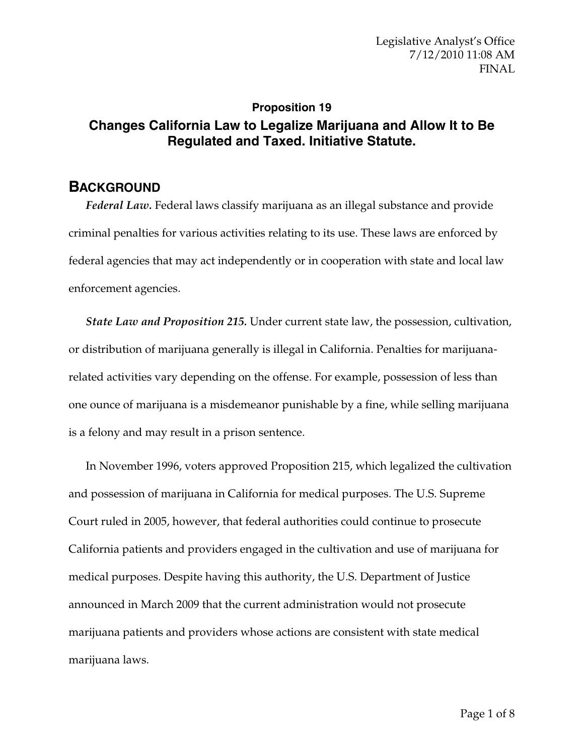Legislative Analyst's Office
7/12/2010 11:08 AM
FINAL

## Proposition 19

## Changes California Law to Legalize Marijuana and Allow It to Be Regulated and Taxed. Initiative Statute.

## BACKGROUND

***Federal Law.*** Federal laws classify marijuana as an illegal substance and provide criminal penalties for various activities relating to its use. These laws are enforced by federal agencies that may act independently or in cooperation with state and local law enforcement agencies.

***State Law and Proposition 215.*** Under current state law, the possession, cultivation, or distribution of marijuana generally is illegal in California. Penalties for marijuana-related activities vary depending on the offense. For example, possession of less than one ounce of marijuana is a misdemeanor punishable by a fine, while selling marijuana is a felony and may result in a prison sentence.

In November 1996, voters approved Proposition 215, which legalized the cultivation and possession of marijuana in California for medical purposes. The U.S. Supreme Court ruled in 2005, however, that federal authorities could continue to prosecute California patients and providers engaged in the cultivation and use of marijuana for medical purposes. Despite having this authority, the U.S. Department of Justice announced in March 2009 that the current administration would not prosecute marijuana patients and providers whose actions are consistent with state medical marijuana laws.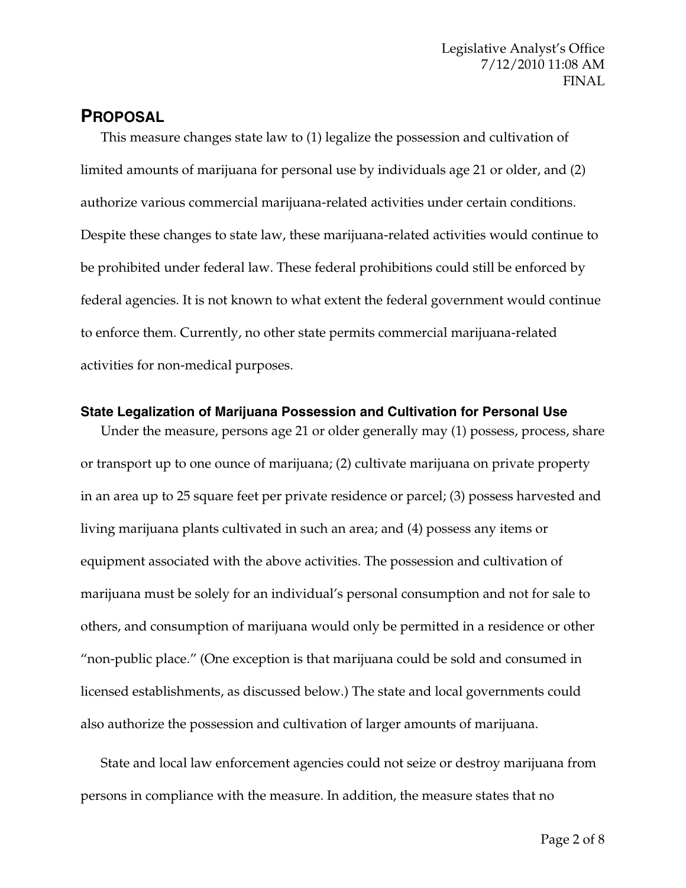## PROPOSAL

This measure changes state law to (1) legalize the possession and cultivation of limited amounts of marijuana for personal use by individuals age 21 or older, and (2) authorize various commercial marijuana-related activities under certain conditions. Despite these changes to state law, these marijuana-related activities would continue to be prohibited under federal law. These federal prohibitions could still be enforced by federal agencies. It is not known to what extent the federal government would continue to enforce them. Currently, no other state permits commercial marijuana-related activities for non-medical purposes.

### State Legalization of Marijuana Possession and Cultivation for Personal Use

Under the measure, persons age 21 or older generally may (1) possess, process, share or transport up to one ounce of marijuana; (2) cultivate marijuana on private property in an area up to 25 square feet per private residence or parcel; (3) possess harvested and living marijuana plants cultivated in such an area; and (4) possess any items or equipment associated with the above activities. The possession and cultivation of marijuana must be solely for an individual's personal consumption and not for sale to others, and consumption of marijuana would only be permitted in a residence or other "non-public place." (One exception is that marijuana could be sold and consumed in licensed establishments, as discussed below.) The state and local governments could also authorize the possession and cultivation of larger amounts of marijuana.

State and local law enforcement agencies could not seize or destroy marijuana from persons in compliance with the measure. In addition, the measure states that no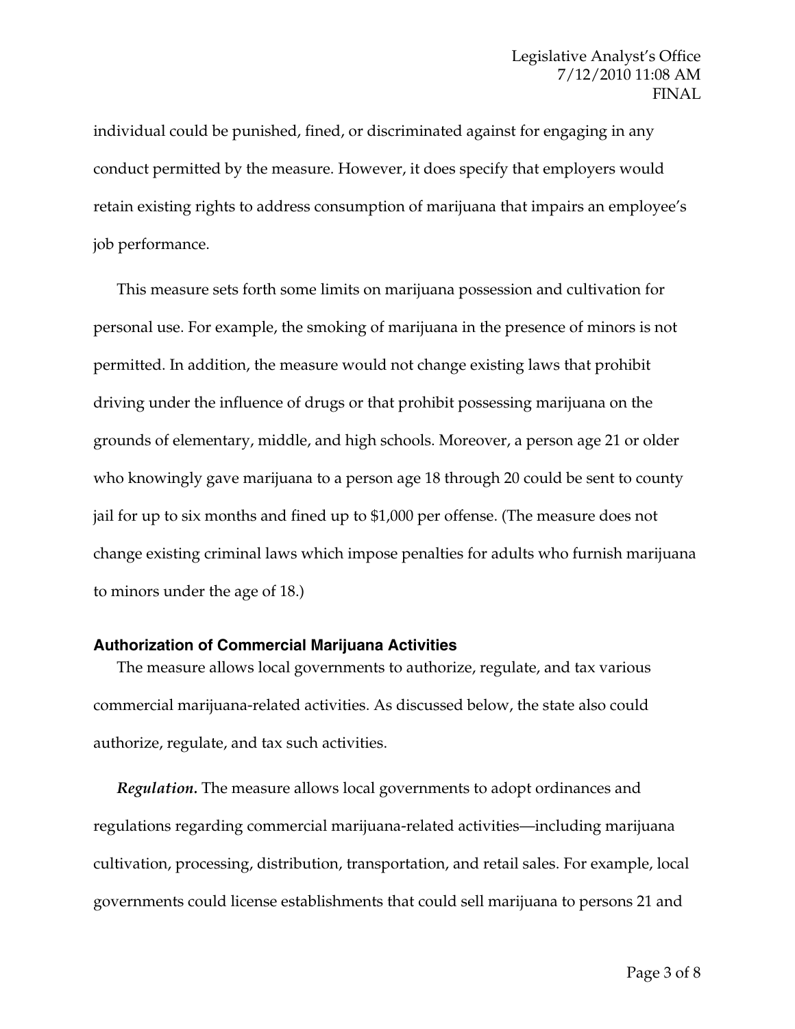individual could be punished, fined, or discriminated against for engaging in any conduct permitted by the measure. However, it does specify that employers would retain existing rights to address consumption of marijuana that impairs an employee's job performance.

This measure sets forth some limits on marijuana possession and cultivation for personal use. For example, the smoking of marijuana in the presence of minors is not permitted. In addition, the measure would not change existing laws that prohibit driving under the influence of drugs or that prohibit possessing marijuana on the grounds of elementary, middle, and high schools. Moreover, a person age 21 or older who knowingly gave marijuana to a person age 18 through 20 could be sent to county jail for up to six months and fined up to $1,000 per offense. (The measure does not change existing criminal laws which impose penalties for adults who furnish marijuana to minors under the age of 18.)

### Authorization of Commercial Marijuana Activities

The measure allows local governments to authorize, regulate, and tax various commercial marijuana-related activities. As discussed below, the state also could authorize, regulate, and tax such activities.

***Regulation.*** The measure allows local governments to adopt ordinances and regulations regarding commercial marijuana-related activities—including marijuana cultivation, processing, distribution, transportation, and retail sales. For example, local governments could license establishments that could sell marijuana to persons 21 and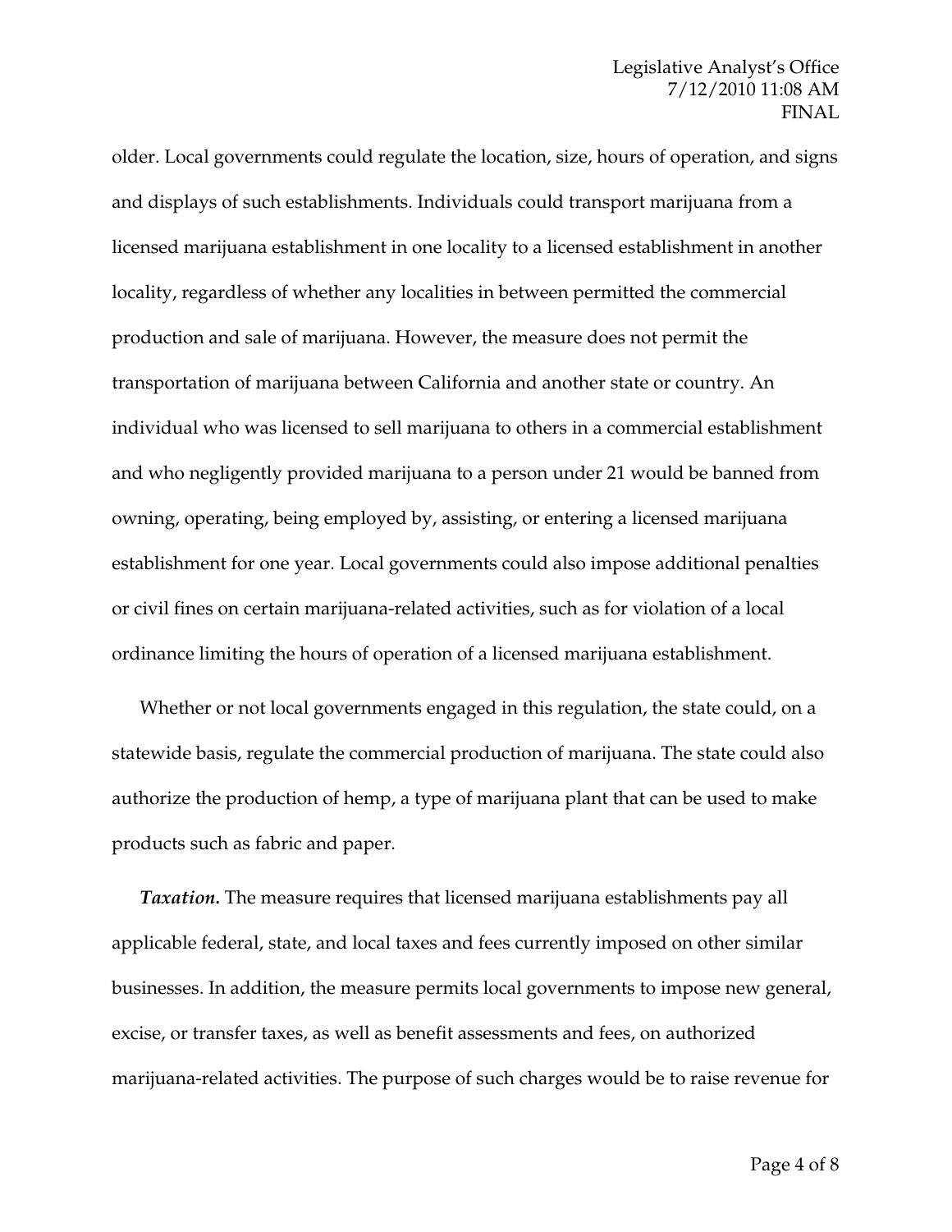older. Local governments could regulate the location, size, hours of operation, and signs and displays of such establishments. Individuals could transport marijuana from a licensed marijuana establishment in one locality to a licensed establishment in another locality, regardless of whether any localities in between permitted the commercial production and sale of marijuana. However, the measure does not permit the transportation of marijuana between California and another state or country. An individual who was licensed to sell marijuana to others in a commercial establishment and who negligently provided marijuana to a person under 21 would be banned from owning, operating, being employed by, assisting, or entering a licensed marijuana establishment for one year. Local governments could also impose additional penalties or civil fines on certain marijuana-related activities, such as for violation of a local ordinance limiting the hours of operation of a licensed marijuana establishment.

Whether or not local governments engaged in this regulation, the state could, on a statewide basis, regulate the commercial production of marijuana. The state could also authorize the production of hemp, a type of marijuana plant that can be used to make products such as fabric and paper.

***Taxation.*** The measure requires that licensed marijuana establishments pay all applicable federal, state, and local taxes and fees currently imposed on other similar businesses. In addition, the measure permits local governments to impose new general, excise, or transfer taxes, as well as benefit assessments and fees, on authorized marijuana-related activities. The purpose of such charges would be to raise revenue for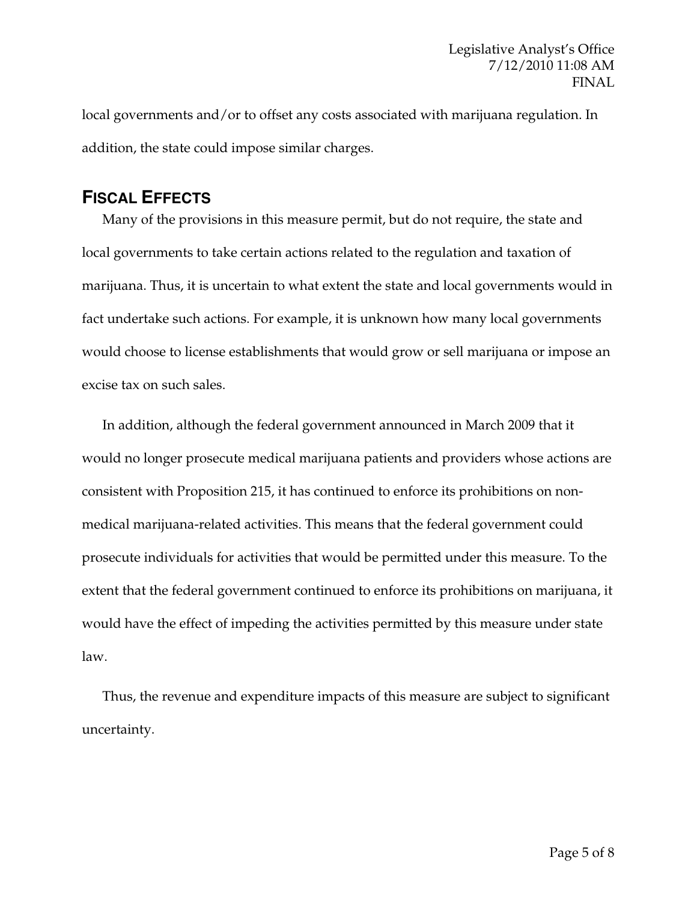local governments and/or to offset any costs associated with marijuana regulation. In addition, the state could impose similar charges.

## FISCAL EFFECTS

Many of the provisions in this measure permit, but do not require, the state and local governments to take certain actions related to the regulation and taxation of marijuana. Thus, it is uncertain to what extent the state and local governments would in fact undertake such actions. For example, it is unknown how many local governments would choose to license establishments that would grow or sell marijuana or impose an excise tax on such sales.

In addition, although the federal government announced in March 2009 that it would no longer prosecute medical marijuana patients and providers whose actions are consistent with Proposition 215, it has continued to enforce its prohibitions on non-medical marijuana-related activities. This means that the federal government could prosecute individuals for activities that would be permitted under this measure. To the extent that the federal government continued to enforce its prohibitions on marijuana, it would have the effect of impeding the activities permitted by this measure under state law.

Thus, the revenue and expenditure impacts of this measure are subject to significant uncertainty.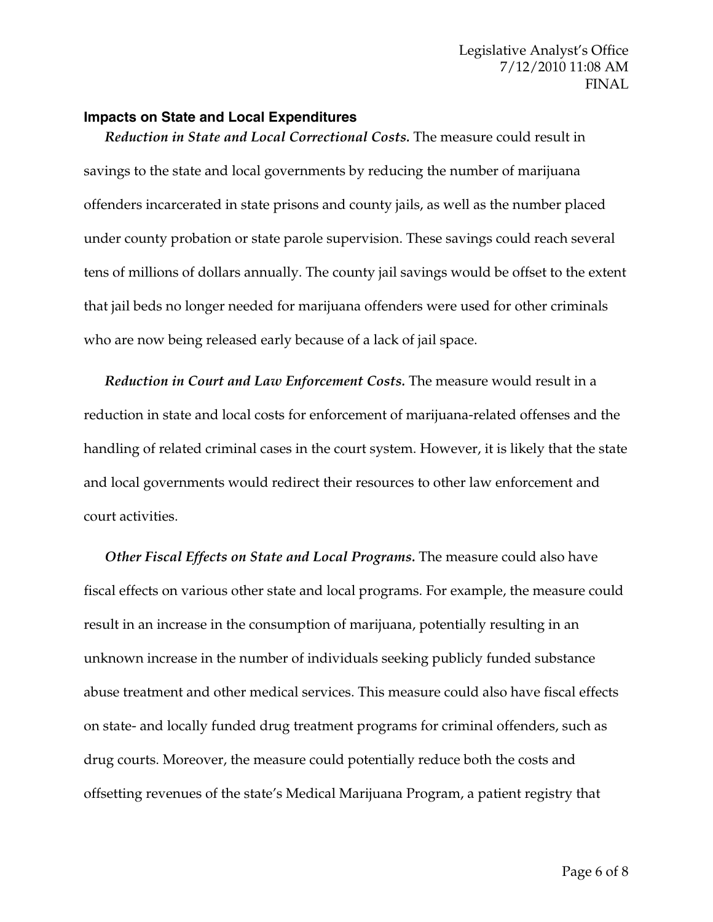### Impacts on State and Local Expenditures

***Reduction in State and Local Correctional Costs.*** The measure could result in savings to the state and local governments by reducing the number of marijuana offenders incarcerated in state prisons and county jails, as well as the number placed under county probation or state parole supervision. These savings could reach several tens of millions of dollars annually. The county jail savings would be offset to the extent that jail beds no longer needed for marijuana offenders were used for other criminals who are now being released early because of a lack of jail space.

***Reduction in Court and Law Enforcement Costs.*** The measure would result in a reduction in state and local costs for enforcement of marijuana-related offenses and the handling of related criminal cases in the court system. However, it is likely that the state and local governments would redirect their resources to other law enforcement and court activities.

***Other Fiscal Effects on State and Local Programs.*** The measure could also have fiscal effects on various other state and local programs. For example, the measure could result in an increase in the consumption of marijuana, potentially resulting in an unknown increase in the number of individuals seeking publicly funded substance abuse treatment and other medical services. This measure could also have fiscal effects on state- and locally funded drug treatment programs for criminal offenders, such as drug courts. Moreover, the measure could potentially reduce both the costs and offsetting revenues of the state's Medical Marijuana Program, a patient registry that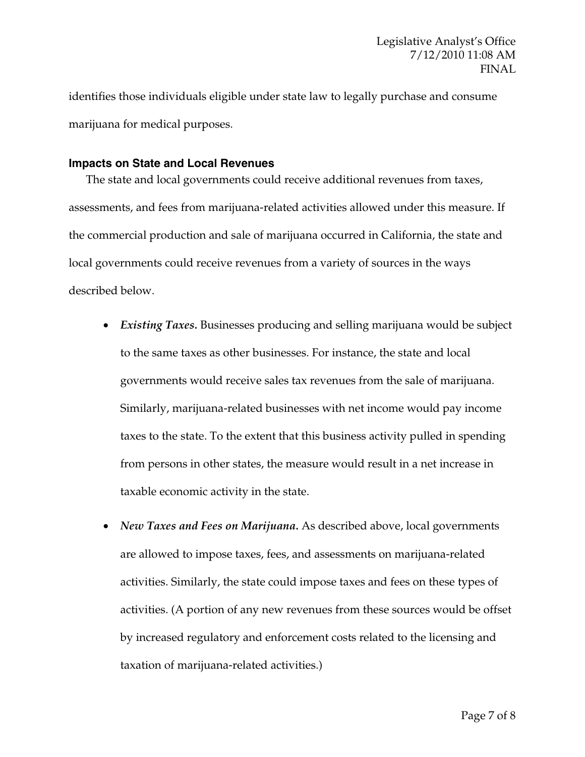identifies those individuals eligible under state law to legally purchase and consume marijuana for medical purposes.

### Impacts on State and Local Revenues

The state and local governments could receive additional revenues from taxes, assessments, and fees from marijuana-related activities allowed under this measure. If the commercial production and sale of marijuana occurred in California, the state and local governments could receive revenues from a variety of sources in the ways described below.

- ***Existing Taxes.*** Businesses producing and selling marijuana would be subject to the same taxes as other businesses. For instance, the state and local governments would receive sales tax revenues from the sale of marijuana. Similarly, marijuana-related businesses with net income would pay income taxes to the state. To the extent that this business activity pulled in spending from persons in other states, the measure would result in a net increase in taxable economic activity in the state.
- ***New Taxes and Fees on Marijuana.*** As described above, local governments are allowed to impose taxes, fees, and assessments on marijuana-related activities. Similarly, the state could impose taxes and fees on these types of activities. (A portion of any new revenues from these sources would be offset by increased regulatory and enforcement costs related to the licensing and taxation of marijuana-related activities.)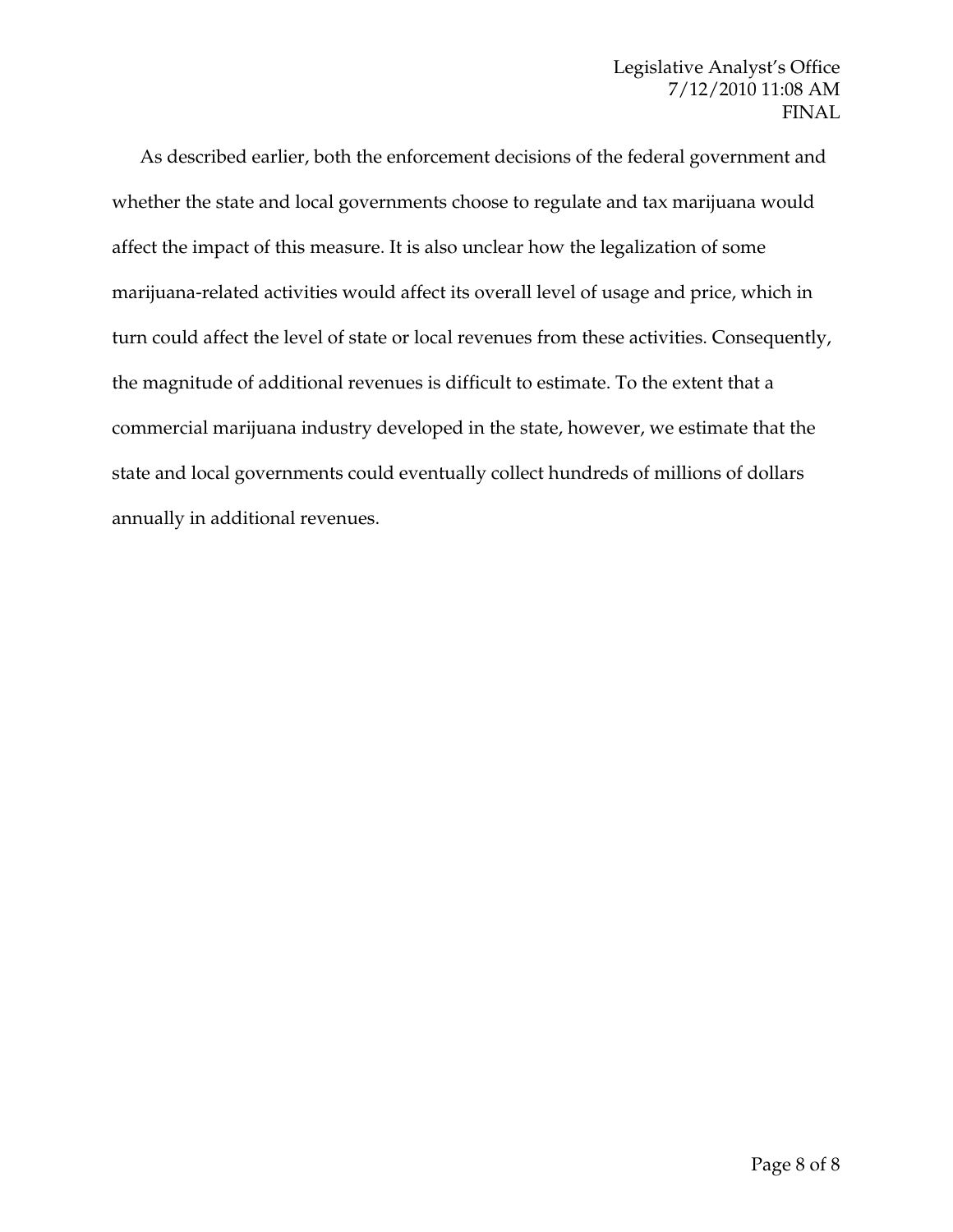As described earlier, both the enforcement decisions of the federal government and whether the state and local governments choose to regulate and tax marijuana would affect the impact of this measure. It is also unclear how the legalization of some marijuana-related activities would affect its overall level of usage and price, which in turn could affect the level of state or local revenues from these activities. Consequently, the magnitude of additional revenues is difficult to estimate. To the extent that a commercial marijuana industry developed in the state, however, we estimate that the state and local governments could eventually collect hundreds of millions of dollars annually in additional revenues.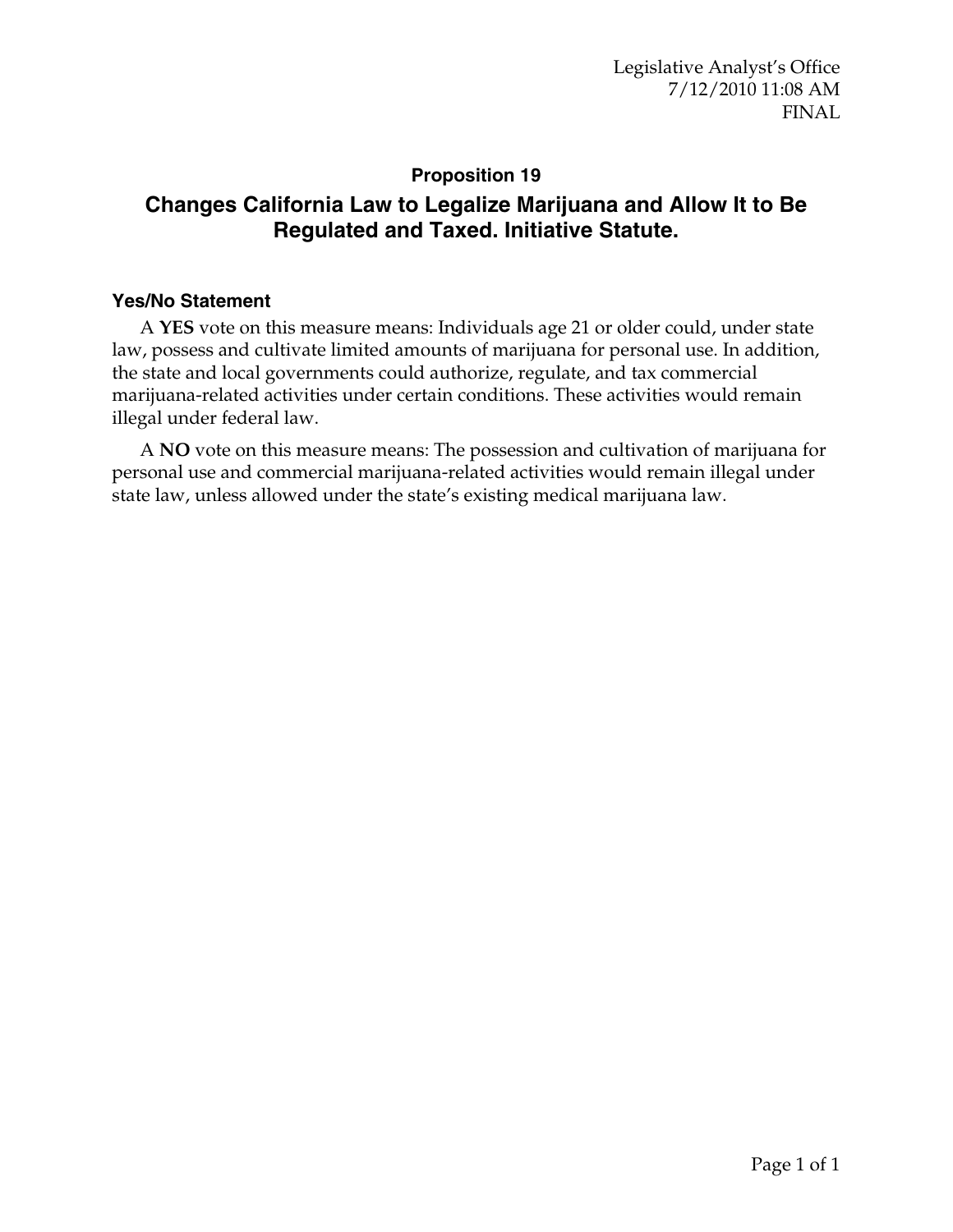Legislative Analyst's Office
7/12/2010 11:08 AM
FINAL

## Proposition 19

# Changes California Law to Legalize Marijuana and Allow It to Be Regulated and Taxed. Initiative Statute.

### Yes/No Statement

A **YES** vote on this measure means: Individuals age 21 or older could, under state law, possess and cultivate limited amounts of marijuana for personal use. In addition, the state and local governments could authorize, regulate, and tax commercial marijuana-related activities under certain conditions. These activities would remain illegal under federal law.

A **NO** vote on this measure means: The possession and cultivation of marijuana for personal use and commercial marijuana-related activities would remain illegal under state law, unless allowed under the state's existing medical marijuana law.